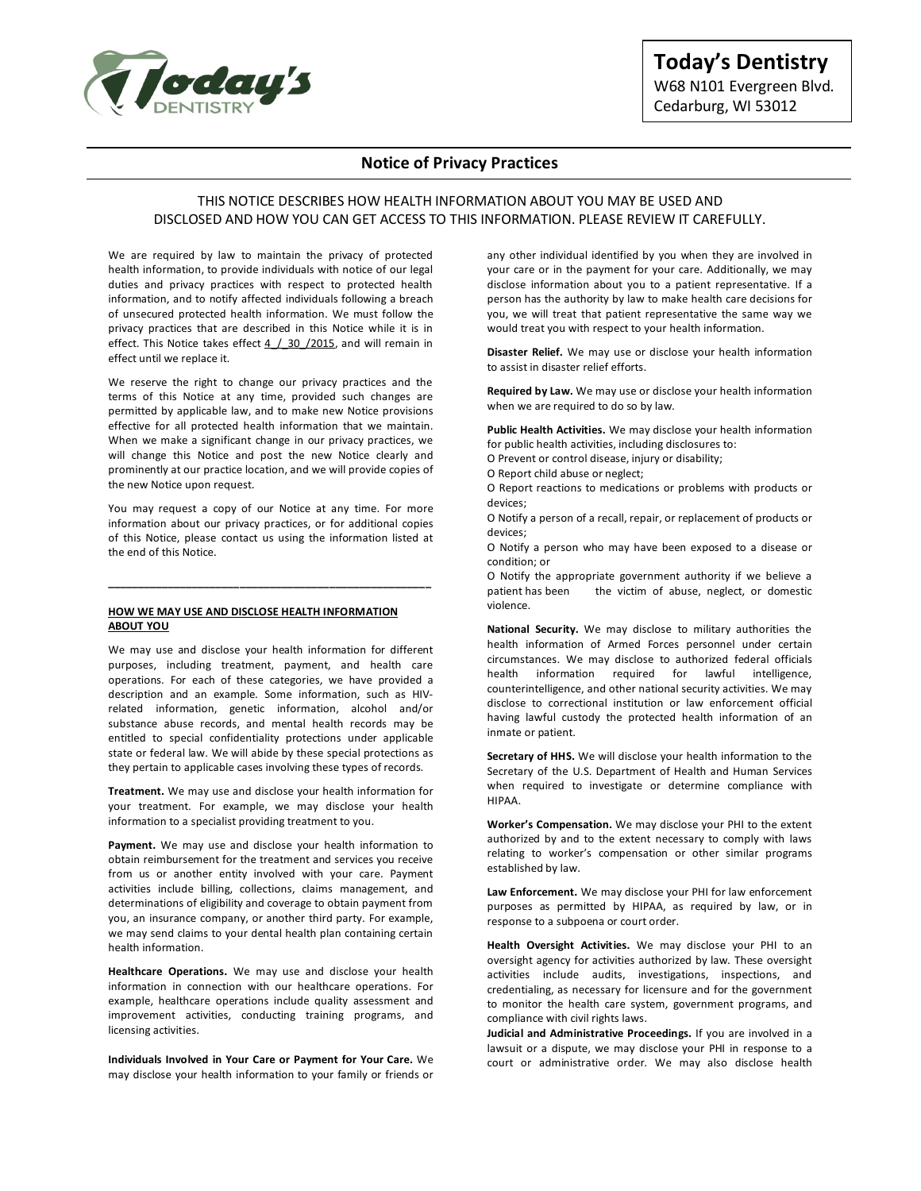**Today's Dentistry**
W68 N101 Evergreen Blvd.
Cedarburg, WI 53012

## Notice of Privacy Practices

THIS NOTICE DESCRIBES HOW HEALTH INFORMATION ABOUT YOU MAY BE USED AND DISCLOSED AND HOW YOU CAN GET ACCESS TO THIS INFORMATION. PLEASE REVIEW IT CAREFULLY.

We are required by law to maintain the privacy of protected health information, to provide individuals with notice of our legal duties and privacy practices with respect to protected health information, and to notify affected individuals following a breach of unsecured protected health information. We must follow the privacy practices that are described in this Notice while it is in effect. This Notice takes effect 4 / 30 /2015, and will remain in effect until we replace it.

We reserve the right to change our privacy practices and the terms of this Notice at any time, provided such changes are permitted by applicable law, and to make new Notice provisions effective for all protected health information that we maintain. When we make a significant change in our privacy practices, we will change this Notice and post the new Notice clearly and prominently at our practice location, and we will provide copies of the new Notice upon request.

You may request a copy of our Notice at any time. For more information about our privacy practices, or for additional copies of this Notice, please contact us using the information listed at the end of this Notice.

---

### HOW WE MAY USE AND DISCLOSE HEALTH INFORMATION ABOUT YOU

We may use and disclose your health information for different purposes, including treatment, payment, and health care operations. For each of these categories, we have provided a description and an example. Some information, such as HIV-related information, genetic information, alcohol and/or substance abuse records, and mental health records may be entitled to special confidentiality protections under applicable state or federal law. We will abide by these special protections as they pertain to applicable cases involving these types of records.

**Treatment.** We may use and disclose your health information for your treatment. For example, we may disclose your health information to a specialist providing treatment to you.

**Payment.** We may use and disclose your health information to obtain reimbursement for the treatment and services you receive from us or another entity involved with your care. Payment activities include billing, collections, claims management, and determinations of eligibility and coverage to obtain payment from you, an insurance company, or another third party. For example, we may send claims to your dental health plan containing certain health information.

**Healthcare Operations.** We may use and disclose your health information in connection with our healthcare operations. For example, healthcare operations include quality assessment and improvement activities, conducting training programs, and licensing activities.

**Individuals Involved in Your Care or Payment for Your Care.** We may disclose your health information to your family or friends or any other individual identified by you when they are involved in your care or in the payment for your care. Additionally, we may disclose information about you to a patient representative. If a person has the authority by law to make health care decisions for you, we will treat that patient representative the same way we would treat you with respect to your health information.

**Disaster Relief.** We may use or disclose your health information to assist in disaster relief efforts.

**Required by Law.** We may use or disclose your health information when we are required to do so by law.

**Public Health Activities.** We may disclose your health information for public health activities, including disclosures to:

- Prevent or control disease, injury or disability;
- Report child abuse or neglect;
- Report reactions to medications or problems with products or devices;
- Notify a person of a recall, repair, or replacement of products or devices;
- Notify a person who may have been exposed to a disease or condition; or
- Notify the appropriate government authority if we believe a patient has been the victim of abuse, neglect, or domestic violence.

**National Security.** We may disclose to military authorities the health information of Armed Forces personnel under certain circumstances. We may disclose to authorized federal officials health information required for lawful intelligence, counterintelligence, and other national security activities. We may disclose to correctional institution or law enforcement official having lawful custody the protected health information of an inmate or patient.

**Secretary of HHS.** We will disclose your health information to the Secretary of the U.S. Department of Health and Human Services when required to investigate or determine compliance with HIPAA.

**Worker's Compensation.** We may disclose your PHI to the extent authorized by and to the extent necessary to comply with laws relating to worker's compensation or other similar programs established by law.

**Law Enforcement.** We may disclose your PHI for law enforcement purposes as permitted by HIPAA, as required by law, or in response to a subpoena or court order.

**Health Oversight Activities.** We may disclose your PHI to an oversight agency for activities authorized by law. These oversight activities include audits, investigations, inspections, and credentialing, as necessary for licensure and for the government to monitor the health care system, government programs, and compliance with civil rights laws.

**Judicial and Administrative Proceedings.** If you are involved in a lawsuit or a dispute, we may disclose your PHI in response to a court or administrative order. We may also disclose health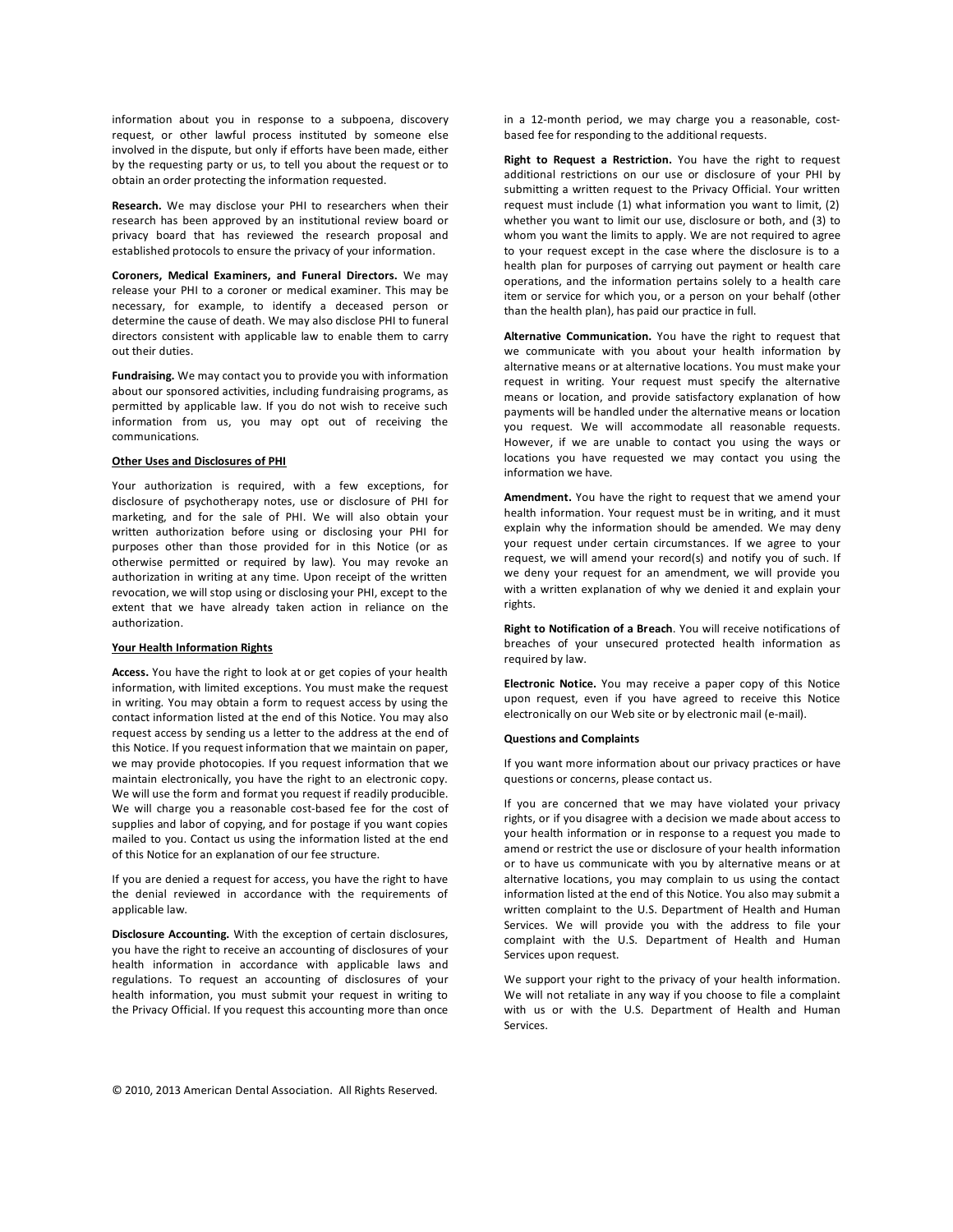information about you in response to a subpoena, discovery request, or other lawful process instituted by someone else involved in the dispute, but only if efforts have been made, either by the requesting party or us, to tell you about the request or to obtain an order protecting the information requested.

**Research.** We may disclose your PHI to researchers when their research has been approved by an institutional review board or privacy board that has reviewed the research proposal and established protocols to ensure the privacy of your information.

**Coroners, Medical Examiners, and Funeral Directors.** We may release your PHI to a coroner or medical examiner. This may be necessary, for example, to identify a deceased person or determine the cause of death. We may also disclose PHI to funeral directors consistent with applicable law to enable them to carry out their duties.

**Fundraising.** We may contact you to provide you with information about our sponsored activities, including fundraising programs, as permitted by applicable law. If you do not wish to receive such information from us, you may opt out of receiving the communications.

**<u>Other Uses and Disclosures of PHI</u>**

Your authorization is required, with a few exceptions, for disclosure of psychotherapy notes, use or disclosure of PHI for marketing, and for the sale of PHI. We will also obtain your written authorization before using or disclosing your PHI for purposes other than those provided for in this Notice (or as otherwise permitted or required by law). You may revoke an authorization in writing at any time. Upon receipt of the written revocation, we will stop using or disclosing your PHI, except to the extent that we have already taken action in reliance on the authorization.

**<u>Your Health Information Rights</u>**

**Access.** You have the right to look at or get copies of your health information, with limited exceptions. You must make the request in writing. You may obtain a form to request access by using the contact information listed at the end of this Notice. You may also request access by sending us a letter to the address at the end of this Notice. If you request information that we maintain on paper, we may provide photocopies. If you request information that we maintain electronically, you have the right to an electronic copy. We will use the form and format you request if readily producible. We will charge you a reasonable cost-based fee for the cost of supplies and labor of copying, and for postage if you want copies mailed to you. Contact us using the information listed at the end of this Notice for an explanation of our fee structure.

If you are denied a request for access, you have the right to have the denial reviewed in accordance with the requirements of applicable law.

**Disclosure Accounting.** With the exception of certain disclosures, you have the right to receive an accounting of disclosures of your health information in accordance with applicable laws and regulations. To request an accounting of disclosures of your health information, you must submit your request in writing to the Privacy Official. If you request this accounting more than once in a 12-month period, we may charge you a reasonable, cost-based fee for responding to the additional requests.

**Right to Request a Restriction.** You have the right to request additional restrictions on our use or disclosure of your PHI by submitting a written request to the Privacy Official. Your written request must include (1) what information you want to limit, (2) whether you want to limit our use, disclosure or both, and (3) to whom you want the limits to apply. We are not required to agree to your request except in the case where the disclosure is to a health plan for purposes of carrying out payment or health care operations, and the information pertains solely to a health care item or service for which you, or a person on your behalf (other than the health plan), has paid our practice in full.

**Alternative Communication.** You have the right to request that we communicate with you about your health information by alternative means or at alternative locations. You must make your request in writing. Your request must specify the alternative means or location, and provide satisfactory explanation of how payments will be handled under the alternative means or location you request. We will accommodate all reasonable requests. However, if we are unable to contact you using the ways or locations you have requested we may contact you using the information we have.

**Amendment.** You have the right to request that we amend your health information. Your request must be in writing, and it must explain why the information should be amended. We may deny your request under certain circumstances. If we agree to your request, we will amend your record(s) and notify you of such. If we deny your request for an amendment, we will provide you with a written explanation of why we denied it and explain your rights.

**Right to Notification of a Breach**. You will receive notifications of breaches of your unsecured protected health information as required by law.

**Electronic Notice.** You may receive a paper copy of this Notice upon request, even if you have agreed to receive this Notice electronically on our Web site or by electronic mail (e-mail).

**Questions and Complaints**

If you want more information about our privacy practices or have questions or concerns, please contact us.

If you are concerned that we may have violated your privacy rights, or if you disagree with a decision we made about access to your health information or in response to a request you made to amend or restrict the use or disclosure of your health information or to have us communicate with you by alternative means or at alternative locations, you may complain to us using the contact information listed at the end of this Notice. You also may submit a written complaint to the U.S. Department of Health and Human Services. We will provide you with the address to file your complaint with the U.S. Department of Health and Human Services upon request.

We support your right to the privacy of your health information. We will not retaliate in any way if you choose to file a complaint with us or with the U.S. Department of Health and Human Services.

© 2010, 2013 American Dental Association. All Rights Reserved.